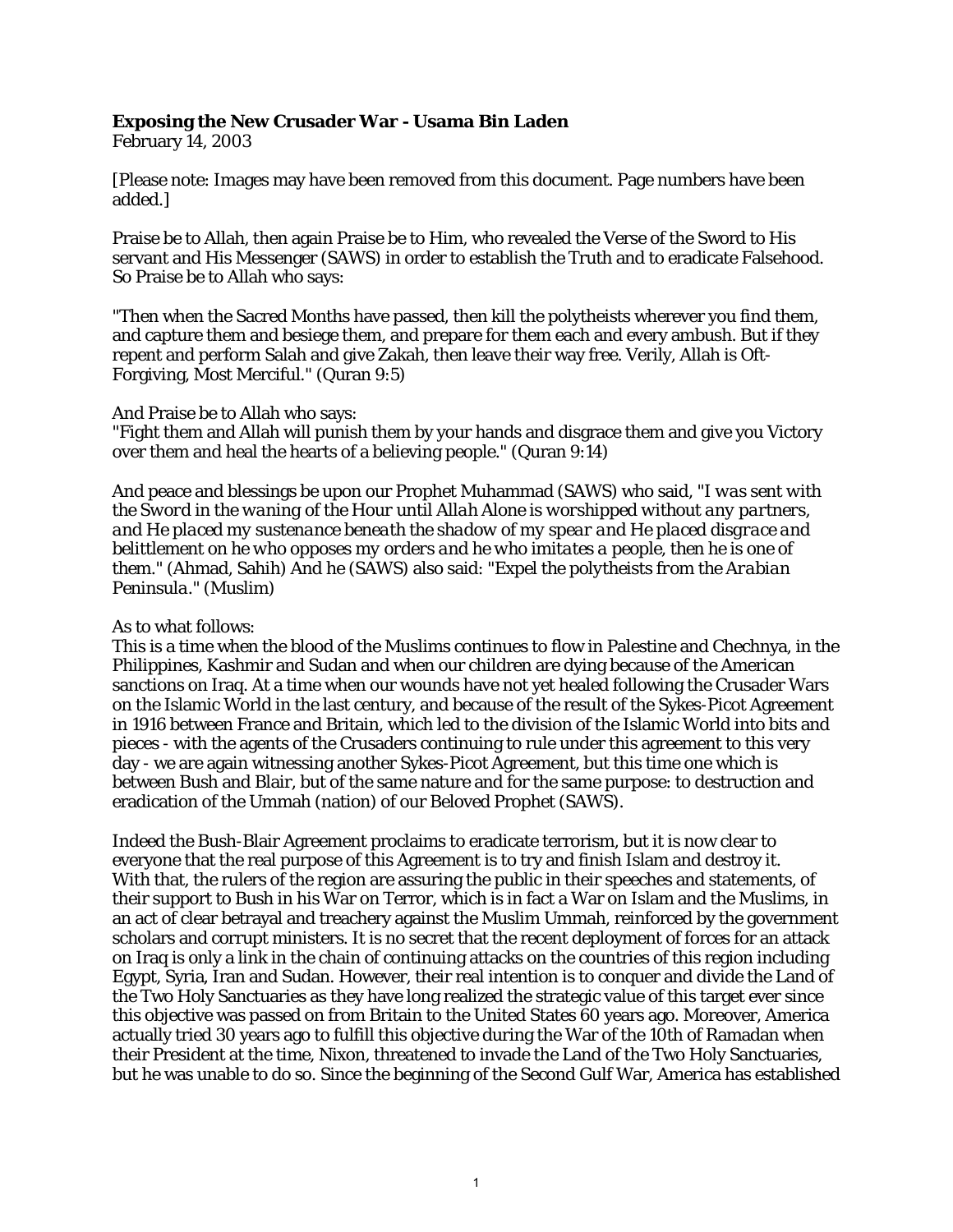**Exposing the New Crusader War - Usama Bin Laden**
February 14, 2003

[Please note: Images may have been removed from this document. Page numbers have been added.]

Praise be to Allah, then again Praise be to Him, who revealed the Verse of the Sword to His servant and His Messenger (SAWS) in order to establish the Truth and to eradicate Falsehood. So Praise be to Allah who says:

"Then when the Sacred Months have passed, then kill the polytheists wherever you find them, and capture them and besiege them, and prepare for them each and every ambush. But if they repent and perform Salah and give Zakah, then leave their way free. Verily, Allah is Oft-Forgiving, Most Merciful." (Quran 9:5)

And Praise be to Allah who says:
"Fight them and Allah will punish them by your hands and disgrace them and give you Victory over them and heal the hearts of a believing people." (Quran 9:14)

And peace and blessings be upon our Prophet Muhammad (SAWS) who said, "*I was sent with the Sword in the waning of the Hour until Allah Alone is worshipped without any partners, and He placed my sustenance beneath the shadow of my spear and He placed disgrace and belittlement on he who opposes my orders and he who imitates a people, then he is one of them.*" (Ahmad, Sahih) And he (SAWS) also said: "*Expel the polytheists from the Arabian Peninsula.*" (Muslim)

As to what follows:
This is a time when the blood of the Muslims continues to flow in Palestine and Chechnya, in the Philippines, Kashmir and Sudan and when our children are dying because of the American sanctions on Iraq. At a time when our wounds have not yet healed following the Crusader Wars on the Islamic World in the last century, and because of the result of the Sykes-Picot Agreement in 1916 between France and Britain, which led to the division of the Islamic World into bits and pieces - with the agents of the Crusaders continuing to rule under this agreement to this very day - we are again witnessing another Sykes-Picot Agreement, but this time one which is between Bush and Blair, but of the same nature and for the same purpose: to destruction and eradication of the Ummah (nation) of our Beloved Prophet (SAWS).

Indeed the Bush-Blair Agreement proclaims to eradicate terrorism, but it is now clear to everyone that the real purpose of this Agreement is to try and finish Islam and destroy it. With that, the rulers of the region are assuring the public in their speeches and statements, of their support to Bush in his War on Terror, which is in fact a War on Islam and the Muslims, in an act of clear betrayal and treachery against the Muslim Ummah, reinforced by the government scholars and corrupt ministers. It is no secret that the recent deployment of forces for an attack on Iraq is only a link in the chain of continuing attacks on the countries of this region including Egypt, Syria, Iran and Sudan. However, their real intention is to conquer and divide the Land of the Two Holy Sanctuaries as they have long realized the strategic value of this target ever since this objective was passed on from Britain to the United States 60 years ago. Moreover, America actually tried 30 years ago to fulfill this objective during the War of the 10th of Ramadan when their President at the time, Nixon, threatened to invade the Land of the Two Holy Sanctuaries, but he was unable to do so. Since the beginning of the Second Gulf War, America has established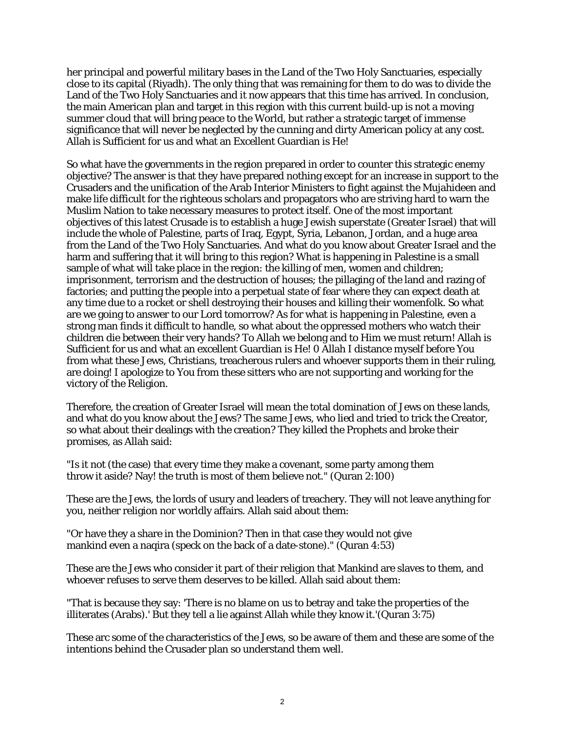her principal and powerful military bases in the Land of the Two Holy Sanctuaries, especially close to its capital (Riyadh). The only thing that was remaining for them to do was to divide the Land of the Two Holy Sanctuaries and it now appears that this time has arrived. In conclusion, the main American plan and target in this region with this current build-up is not a moving summer cloud that will bring peace to the World, but rather a strategic target of immense significance that will never be neglected by the cunning and dirty American policy at any cost. Allah is Sufficient for us and what an Excellent Guardian is He!

So what have the governments in the region prepared in order to counter this strategic enemy objective? The answer is that they have prepared nothing except for an increase in support to the Crusaders and the unification of the Arab Interior Ministers to fight against the Mujahideen and make life difficult for the righteous scholars and propagators who are striving hard to warn the Muslim Nation to take necessary measures to protect itself. One of the most important objectives of this latest Crusade is to establish a huge Jewish superstate (Greater Israel) that will include the whole of Palestine, parts of Iraq, Egypt, Syria, Lebanon, Jordan, and a huge area from the Land of the Two Holy Sanctuaries. And what do you know about Greater Israel and the harm and suffering that it will bring to this region? What is happening in Palestine is a small sample of what will take place in the region: the killing of men, women and children; imprisonment, terrorism and the destruction of houses; the pillaging of the land and razing of factories; and putting the people into a perpetual state of fear where they can expect death at any time due to a rocket or shell destroying their houses and killing their womenfolk. So what are we going to answer to our Lord tomorrow? As for what is happening in Palestine, even a strong man finds it difficult to handle, so what about the oppressed mothers who watch their children die between their very hands? To Allah we belong and to Him we must return! Allah is Sufficient for us and what an excellent Guardian is He! 0 Allah I distance myself before You from what these Jews, Christians, treacherous rulers and whoever supports them in their ruling, are doing! I apologize to You from these sitters who are not supporting and working for the victory of the Religion.

Therefore, the creation of Greater Israel will mean the total domination of Jews on these lands, and what do you know about the Jews? The same Jews, who lied and tried to trick the Creator, so what about their dealings with the creation? They killed the Prophets and broke their promises, as Allah said:

"Is it not (the case) that every time they make a covenant, some party among them throw it aside? Nay! the truth is most of them believe not." (Quran 2:100)

These are the Jews, the lords of usury and leaders of treachery. They will not leave anything for you, neither religion nor worldly affairs. Allah said about them:

"Or have they a share in the Dominion? Then in that case they would not give mankind even a naqira (speck on the back of a date-stone)." (Quran 4:53)

These are the Jews who consider it part of their religion that Mankind are slaves to them, and whoever refuses to serve them deserves to be killed. Allah said about them:

"That is because they say: 'There is no blame on us to betray and take the properties of the illiterates (Arabs).' But they tell a lie against Allah while they know it.'(Quran 3:75)

These arc some of the characteristics of the Jews, so be aware of them and these are some of the intentions behind the Crusader plan so understand them well.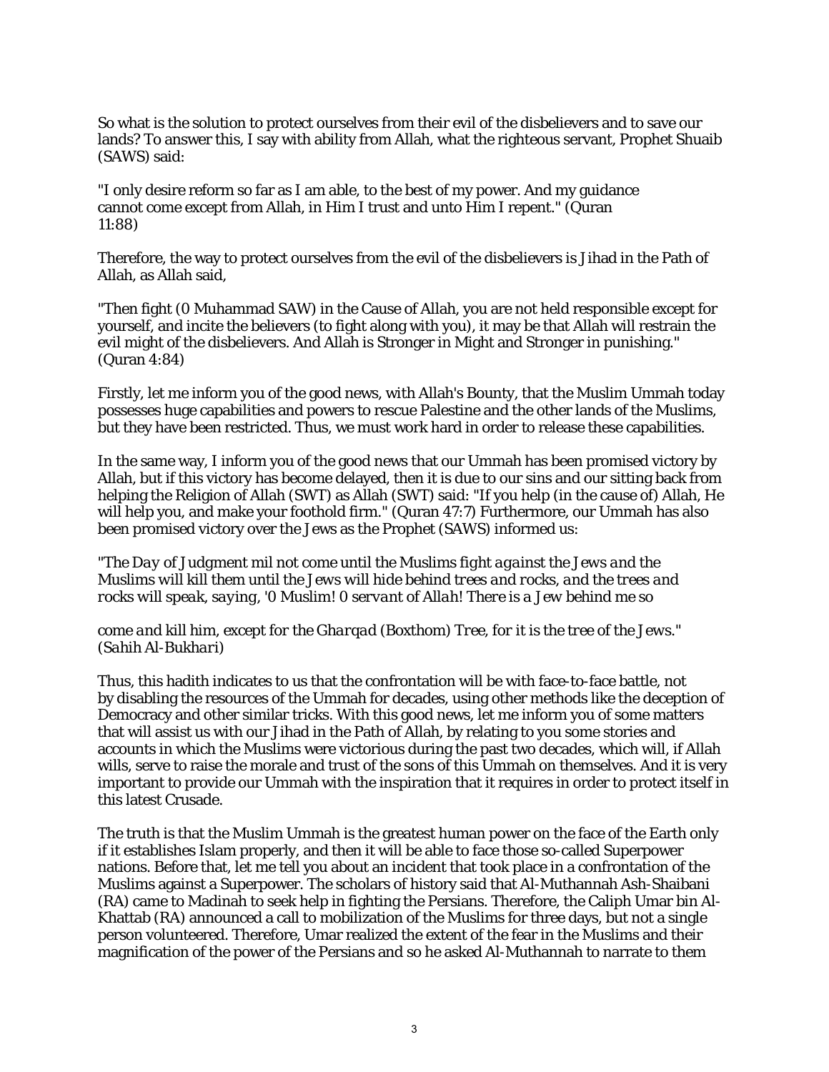So what is the solution to protect ourselves from their evil of the disbelievers and to save our lands? To answer this, I say with ability from Allah, what the righteous servant, Prophet Shuaib (SAWS) said:

"I only desire reform so far as I am able, to the best of my power. And my guidance cannot come except from Allah, in Him I trust and unto Him I repent." (Quran 11:88)

Therefore, the way to protect ourselves from the evil of the disbelievers is Jihad in the Path of Allah, as Allah said,

"Then fight (0 Muhammad SAW) in the Cause of Allah, you are not held responsible except for yourself, and incite the believers (to fight along with you), it may be that Allah will restrain the evil might of the disbelievers. And Allah is Stronger in Might and Stronger in punishing." (Quran 4:84)

Firstly, let me inform you of the good news, with Allah's Bounty, that the Muslim Ummah today possesses huge capabilities and powers to rescue Palestine and the other lands of the Muslims, but they have been restricted. Thus, we must work hard in order to release these capabilities.

In the same way, I inform you of the good news that our Ummah has been promised victory by Allah, but if this victory has become delayed, then it is due to our sins and our sitting back from helping the Religion of Allah (SWT) as Allah (SWT) said: "If you help (in the cause of) Allah, He will help you, and make your foothold firm." (Quran 47:7) Furthermore, our Ummah has also been promised victory over the Jews as the Prophet (SAWS) informed us:

*"The Day of Judgment mil not come until the Muslims fight against the Jews and the Muslims will kill them until the Jews will hide behind trees and rocks, and the trees and rocks will speak, saying, '0 Muslim! 0 servant of Allah! There is a Jew behind me so*

*come and kill him, except for the Gharqad (Boxthom) Tree, for it is the tree of the Jews." (Sahih Al-Bukhari)*

Thus, this hadith indicates to us that the confrontation will be with face-to-face battle, not by disabling the resources of the Ummah for decades, using other methods like the deception of Democracy and other similar tricks. With this good news, let me inform you of some matters that will assist us with our Jihad in the Path of Allah, by relating to you some stories and accounts in which the Muslims were victorious during the past two decades, which will, if Allah wills, serve to raise the morale and trust of the sons of this Ummah on themselves. And it is very important to provide our Ummah with the inspiration that it requires in order to protect itself in this latest Crusade.

The truth is that the Muslim Ummah is the greatest human power on the face of the Earth only if it establishes Islam properly, and then it will be able to face those so-called Superpower nations. Before that, let me tell you about an incident that took place in a confrontation of the Muslims against a Superpower. The scholars of history said that Al-Muthannah Ash-Shaibani (RA) came to Madinah to seek help in fighting the Persians. Therefore, the Caliph Umar bin Al-Khattab (RA) announced a call to mobilization of the Muslims for three days, but not a single person volunteered. Therefore, Umar realized the extent of the fear in the Muslims and their magnification of the power of the Persians and so he asked Al-Muthannah to narrate to them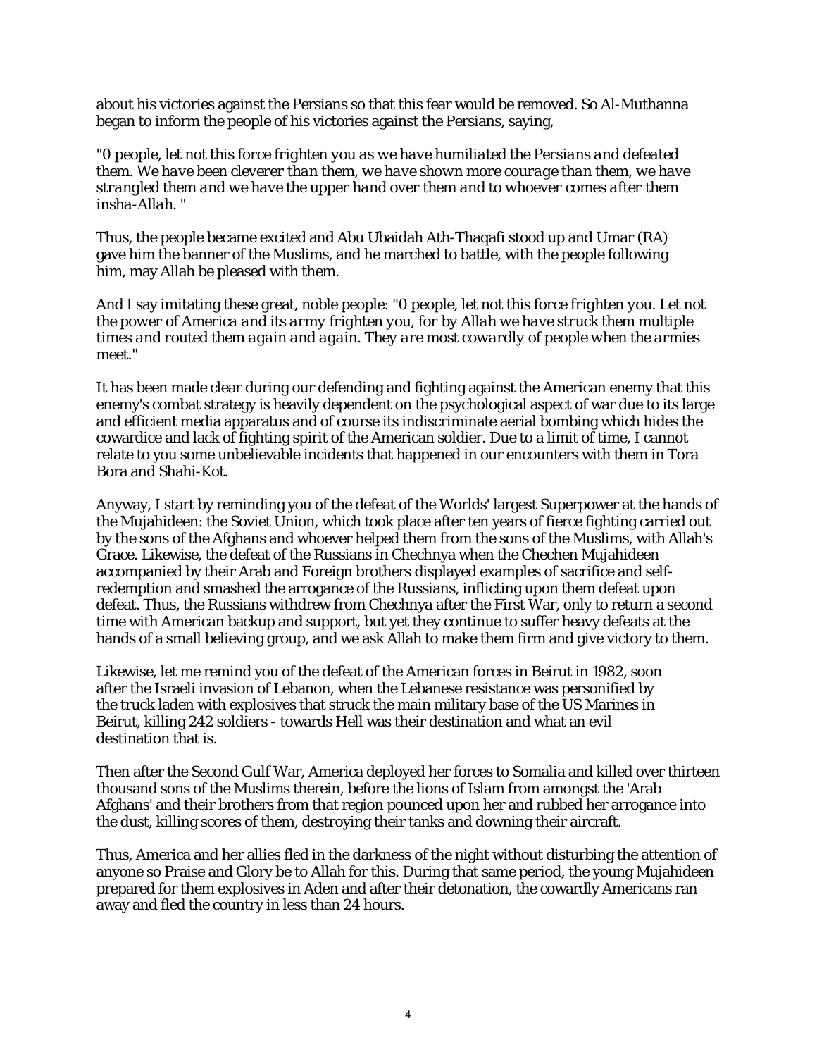about his victories against the Persians so that this fear would be removed. So Al-Muthanna began to inform the people of his victories against the Persians, saying,

*"0 people, let not this force frighten you as we have humiliated the Persians and defeated them. We have been cleverer than them, we have shown more courage than them, we have strangled them and we have the upper hand over them and to whoever comes after them insha-Allah. "*

Thus, the people became excited and Abu Ubaidah Ath-Thaqafi stood up and Umar (RA) gave him the banner of the Muslims, and he marched to battle, with the people following him, may Allah be pleased with them.

And I say imitating these great, noble people: *"0 people, let not this force frighten you. Let not the power of America and its army frighten you, for by Allah we have struck them multiple times and routed them again and again. They are most cowardly of people when the armies meet."*

It has been made clear during our defending and fighting against the American enemy that this enemy's combat strategy is heavily dependent on the psychological aspect of war due to its large and efficient media apparatus and of course its indiscriminate aerial bombing which hides the cowardice and lack of fighting spirit of the American soldier. Due to a limit of time, I cannot relate to you some unbelievable incidents that happened in our encounters with them in Tora Bora and Shahi-Kot.

Anyway, I start by reminding you of the defeat of the Worlds' largest Superpower at the hands of the Mujahideen: the Soviet Union, which took place after ten years of fierce fighting carried out by the sons of the Afghans and whoever helped them from the sons of the Muslims, with Allah's Grace. Likewise, the defeat of the Russians in Chechnya when the Chechen Mujahideen accompanied by their Arab and Foreign brothers displayed examples of sacrifice and self-redemption and smashed the arrogance of the Russians, inflicting upon them defeat upon defeat. Thus, the Russians withdrew from Chechnya after the First War, only to return a second time with American backup and support, but yet they continue to suffer heavy defeats at the hands of a small believing group, and we ask Allah to make them firm and give victory to them.

Likewise, let me remind you of the defeat of the American forces in Beirut in 1982, soon after the Israeli invasion of Lebanon, when the Lebanese resistance was personified by the truck laden with explosives that struck the main military base of the US Marines in Beirut, killing 242 soldiers - towards Hell was their destination and what an evil destination that is.

Then after the Second Gulf War, America deployed her forces to Somalia and killed over thirteen thousand sons of the Muslims therein, before the lions of Islam from amongst the 'Arab Afghans' and their brothers from that region pounced upon her and rubbed her arrogance into the dust, killing scores of them, destroying their tanks and downing their aircraft.

Thus, America and her allies fled in the darkness of the night without disturbing the attention of anyone so Praise and Glory be to Allah for this. During that same period, the young Mujahideen prepared for them explosives in Aden and after their detonation, the cowardly Americans ran away and fled the country in less than 24 hours.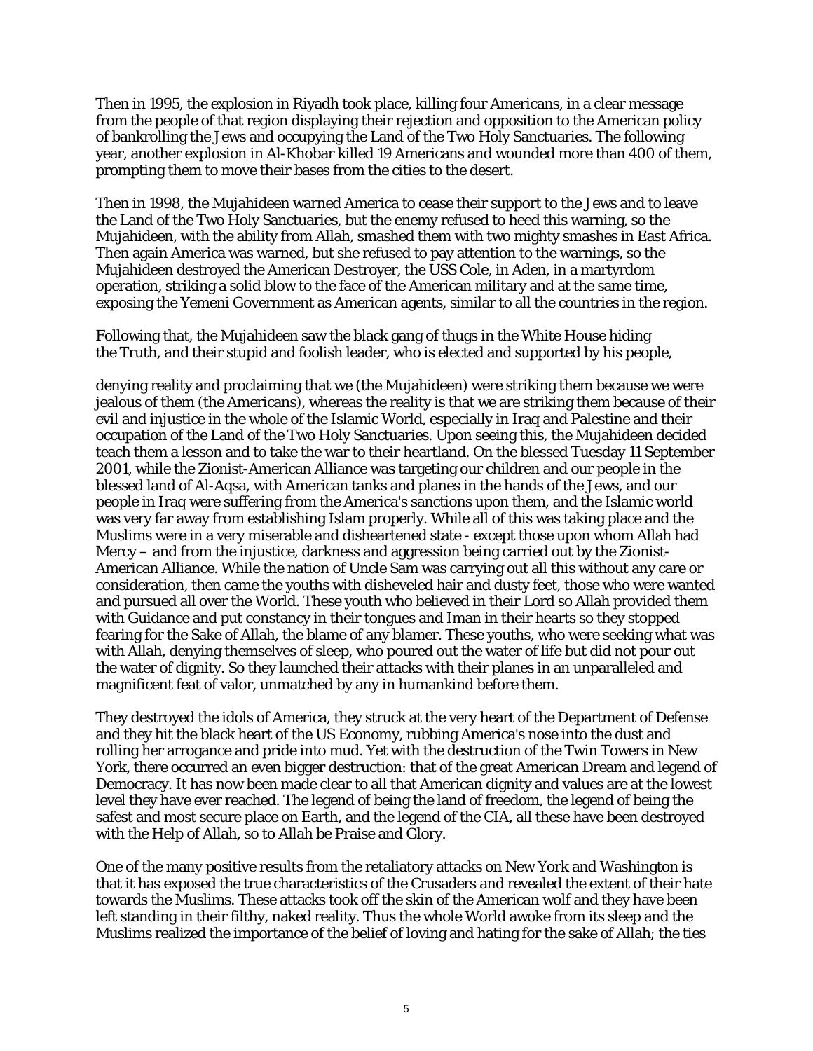Then in 1995, the explosion in Riyadh took place, killing four Americans, in a clear message from the people of that region displaying their rejection and opposition to the American policy of bankrolling the Jews and occupying the Land of the Two Holy Sanctuaries. The following year, another explosion in Al-Khobar killed 19 Americans and wounded more than 400 of them, prompting them to move their bases from the cities to the desert.

Then in 1998, the Mujahideen warned America to cease their support to the Jews and to leave the Land of the Two Holy Sanctuaries, but the enemy refused to heed this warning, so the Mujahideen, with the ability from Allah, smashed them with two mighty smashes in East Africa. Then again America was warned, but she refused to pay attention to the warnings, so the Mujahideen destroyed the American Destroyer, the USS Cole, in Aden, in a martyrdom operation, striking a solid blow to the face of the American military and at the same time, exposing the Yemeni Government as American agents, similar to all the countries in the region.

Following that, the Mujahideen saw the black gang of thugs in the White House hiding the Truth, and their stupid and foolish leader, who is elected and supported by his people, denying reality and proclaiming that we (the Mujahideen) were striking them because we were jealous of them (the Americans), whereas the reality is that we are striking them because of their evil and injustice in the whole of the Islamic World, especially in Iraq and Palestine and their occupation of the Land of the Two Holy Sanctuaries. Upon seeing this, the Mujahideen decided teach them a lesson and to take the war to their heartland. On the blessed Tuesday 11 September 2001, while the Zionist-American Alliance was targeting our children and our people in the blessed land of Al-Aqsa, with American tanks and planes in the hands of the Jews, and our people in Iraq were suffering from the America's sanctions upon them, and the Islamic world was very far away from establishing Islam properly. While all of this was taking place and the Muslims were in a very miserable and disheartened state - except those upon whom Allah had Mercy – and from the injustice, darkness and aggression being carried out by the Zionist-American Alliance. While the nation of Uncle Sam was carrying out all this without any care or consideration, then came the youths with disheveled hair and dusty feet, those who were wanted and pursued all over the World. These youth who believed in their Lord so Allah provided them with Guidance and put constancy in their tongues and Iman in their hearts so they stopped fearing for the Sake of Allah, the blame of any blamer. These youths, who were seeking what was with Allah, denying themselves of sleep, who poured out the water of life but did not pour out the water of dignity. So they launched their attacks with their planes in an unparalleled and magnificent feat of valor, unmatched by any in humankind before them.

They destroyed the idols of America, they struck at the very heart of the Department of Defense and they hit the black heart of the US Economy, rubbing America's nose into the dust and rolling her arrogance and pride into mud. Yet with the destruction of the Twin Towers in New York, there occurred an even bigger destruction: that of the great American Dream and legend of Democracy. It has now been made clear to all that American dignity and values are at the lowest level they have ever reached. The legend of being the land of freedom, the legend of being the safest and most secure place on Earth, and the legend of the CIA, all these have been destroyed with the Help of Allah, so to Allah be Praise and Glory.

One of the many positive results from the retaliatory attacks on New York and Washington is that it has exposed the true characteristics of the Crusaders and revealed the extent of their hate towards the Muslims. These attacks took off the skin of the American wolf and they have been left standing in their filthy, naked reality. Thus the whole World awoke from its sleep and the Muslims realized the importance of the belief of loving and hating for the sake of Allah; the ties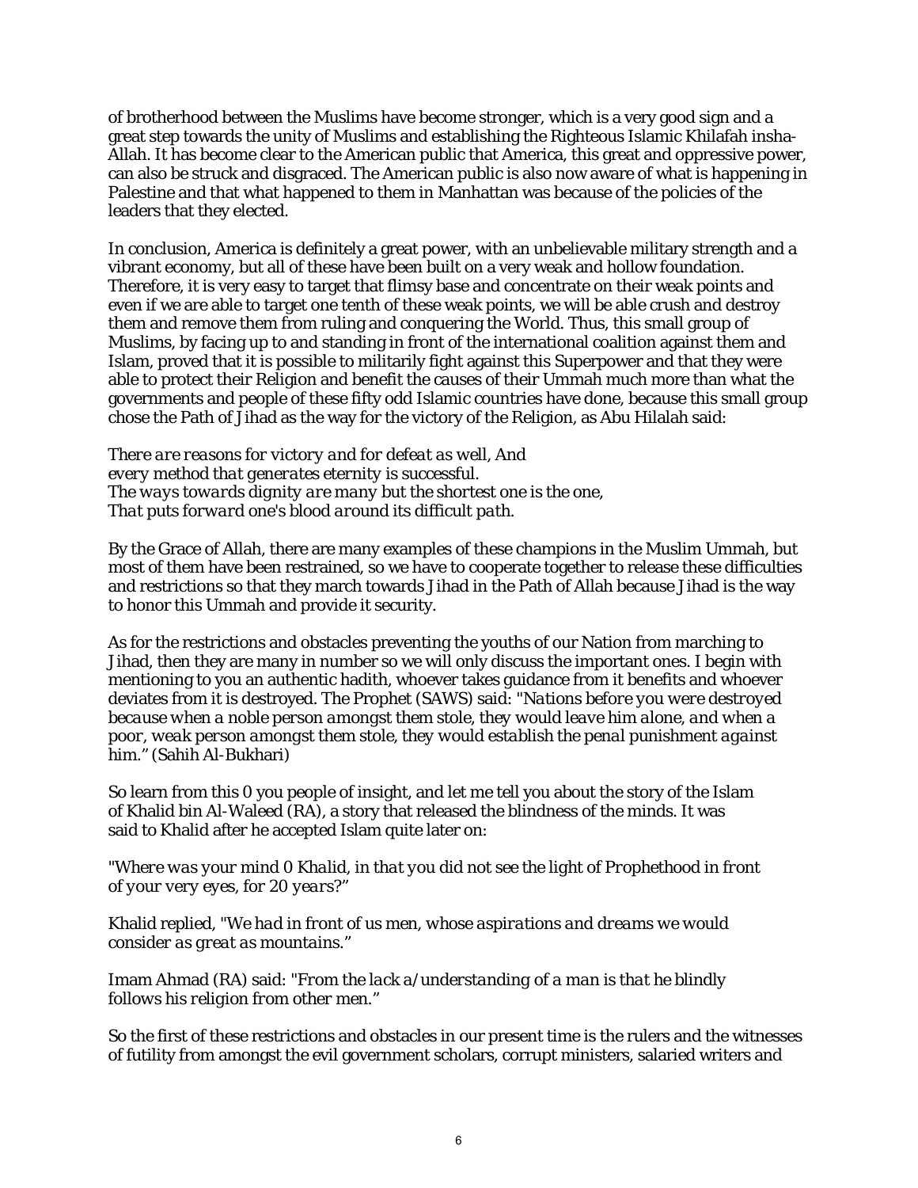of brotherhood between the Muslims have become stronger, which is a very good sign and a great step towards the unity of Muslims and establishing the Righteous Islamic Khilafah insha-Allah. It has become clear to the American public that America, this great and oppressive power, can also be struck and disgraced. The American public is also now aware of what is happening in Palestine and that what happened to them in Manhattan was because of the policies of the leaders that they elected.

In conclusion, America is definitely a great power, with an unbelievable military strength and a vibrant economy, but all of these have been built on a very weak and hollow foundation. Therefore, it is very easy to target that flimsy base and concentrate on their weak points and even if we are able to target one tenth of these weak points, we will be able crush and destroy them and remove them from ruling and conquering the World. Thus, this small group of Muslims, by facing up to and standing in front of the international coalition against them and Islam, proved that it is possible to militarily fight against this Superpower and that they were able to protect their Religion and benefit the causes of their Ummah much more than what the governments and people of these fifty odd Islamic countries have done, because this small group chose the Path of Jihad as the way for the victory of the Religion, as Abu Hilalah said:

*There are reasons for victory and for defeat as well, And*
*every method that generates eternity is successful.*
*The ways towards dignity are many but the shortest one is the one,*
*That puts forward one's blood around its difficult path.*

By the Grace of Allah, there are many examples of these champions in the Muslim Ummah, but most of them have been restrained, so we have to cooperate together to release these difficulties and restrictions so that they march towards Jihad in the Path of Allah because Jihad is the way to honor this Ummah and provide it security.

As for the restrictions and obstacles preventing the youths of our Nation from marching to Jihad, then they are many in number so we will only discuss the important ones. I begin with mentioning to you an authentic hadith, whoever takes guidance from it benefits and whoever deviates from it is destroyed. The Prophet (SAWS) said: "*Nations before you were destroyed because when a noble person amongst them stole, they would leave him alone, and when a poor, weak person amongst them stole, they would establish the penal punishment against him.*" (Sahih Al-Bukhari)

So learn from this 0 you people of insight, and let me tell you about the story of the Islam of Khalid bin Al-Waleed (RA), a story that released the blindness of the minds. It was said to Khalid after he accepted Islam quite later on:

"*Where was your mind 0 Khalid, in that you did not see the light of Prophethood in front of your very eyes, for 20 years?*"

Khalid replied, "*We had in front of us men, whose aspirations and dreams we would consider as great as mountains.*"

Imam Ahmad (RA) said: "*From the lack a/understanding of a man is that he blindly follows his religion from other men.*"

So the first of these restrictions and obstacles in our present time is the rulers and the witnesses of futility from amongst the evil government scholars, corrupt ministers, salaried writers and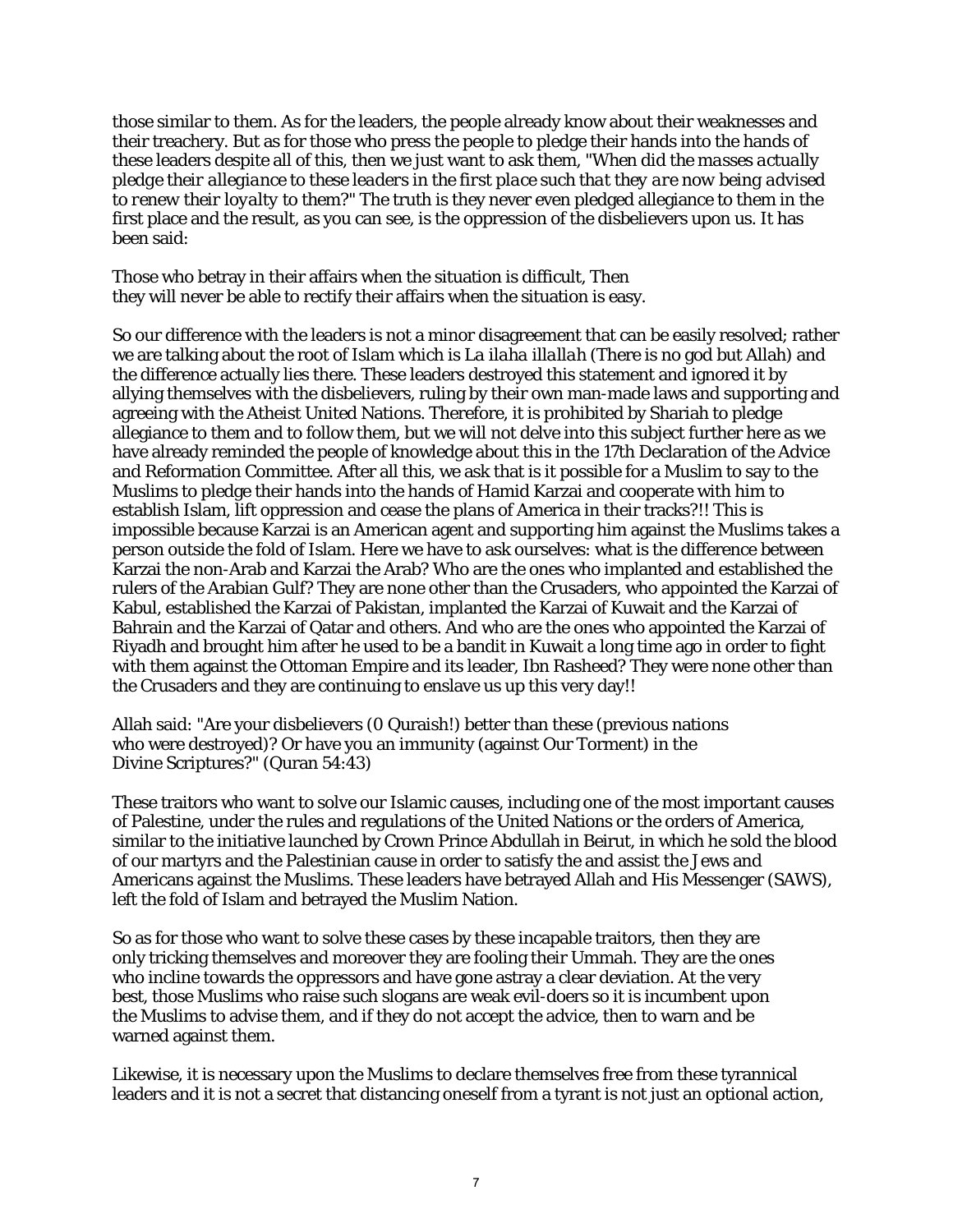those similar to them. As for the leaders, the people already know about their weaknesses and their treachery. But as for those who press the people to pledge their hands into the hands of these leaders despite all of this, then we just want to ask them, "*When did the masses actually pledge their allegiance to these leaders in the first place such that they are now being advised to renew their loyalty to them?*" The truth is they never even pledged allegiance to them in the first place and the result, as you can see, is the oppression of the disbelievers upon us. It has been said:

Those who betray in their affairs when the situation is difficult, Then
they will never be able to rectify their affairs when the situation is easy.

So our difference with the leaders is not a minor disagreement that can be easily resolved; rather we are talking about the root of Islam which is *La ilaha illallah* (There is no god but Allah) and the difference actually lies there. These leaders destroyed this statement and ignored it by allying themselves with the disbelievers, ruling by their own man-made laws and supporting and agreeing with the Atheist United Nations. Therefore, it is prohibited by Shariah to pledge allegiance to them and to follow them, but we will not delve into this subject further here as we have already reminded the people of knowledge about this in the 17th Declaration of the Advice and Reformation Committee. After all this, we ask that is it possible for a Muslim to say to the Muslims to pledge their hands into the hands of Hamid Karzai and cooperate with him to establish Islam, lift oppression and cease the plans of America in their tracks?!! This is impossible because Karzai is an American agent and supporting him against the Muslims takes a person outside the fold of Islam. Here we have to ask ourselves: what is the difference between Karzai the non-Arab and Karzai the Arab? Who are the ones who implanted and established the rulers of the Arabian Gulf? They are none other than the Crusaders, who appointed the Karzai of Kabul, established the Karzai of Pakistan, implanted the Karzai of Kuwait and the Karzai of Bahrain and the Karzai of Qatar and others. And who are the ones who appointed the Karzai of Riyadh and brought him after he used to be a bandit in Kuwait a long time ago in order to fight with them against the Ottoman Empire and its leader, Ibn Rasheed? They were none other than the Crusaders and they are continuing to enslave us up this very day!!

Allah said: "Are your disbelievers (0 Quraish!) better than these (previous nations
who were destroyed)? Or have you an immunity (against Our Torment) in the
Divine Scriptures?" (Quran 54:43)

These traitors who want to solve our Islamic causes, including one of the most important causes of Palestine, under the rules and regulations of the United Nations or the orders of America, similar to the initiative launched by Crown Prince Abdullah in Beirut, in which he sold the blood of our martyrs and the Palestinian cause in order to satisfy the and assist the Jews and Americans against the Muslims. These leaders have betrayed Allah and His Messenger (SAWS), left the fold of Islam and betrayed the Muslim Nation.

So as for those who want to solve these cases by these incapable traitors, then they are only tricking themselves and moreover they are fooling their Ummah. They are the ones who incline towards the oppressors and have gone astray a clear deviation. At the very best, those Muslims who raise such slogans are weak evil-doers so it is incumbent upon the Muslims to advise them, and if they do not accept the advice, then to warn and be warned against them.

Likewise, it is necessary upon the Muslims to declare themselves free from these tyrannical leaders and it is not a secret that distancing oneself from a tyrant is not just an optional action,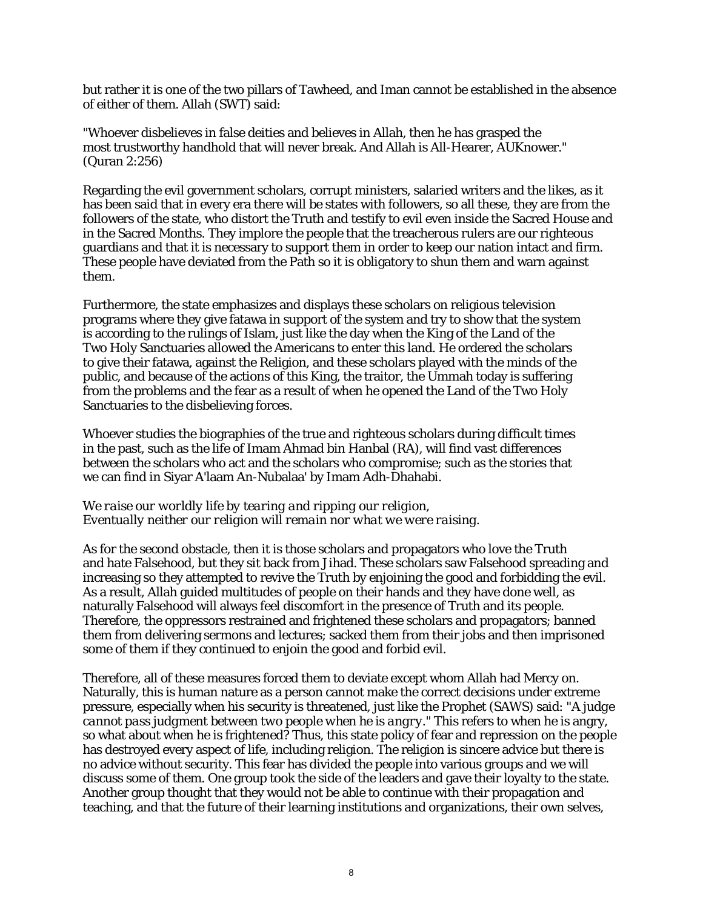but rather it is one of the two pillars of Tawheed, and Iman cannot be established in the absence of either of them. Allah (SWT) said:

"Whoever disbelieves in false deities and believes in Allah, then he has grasped the most trustworthy handhold that will never break. And Allah is All-Hearer, AUKnower." (Quran 2:256)

Regarding the evil government scholars, corrupt ministers, salaried writers and the likes, as it has been said that in every era there will be states with followers, so all these, they are from the followers of the state, who distort the Truth and testify to evil even inside the Sacred House and in the Sacred Months. They implore the people that the treacherous rulers are our righteous guardians and that it is necessary to support them in order to keep our nation intact and firm. These people have deviated from the Path so it is obligatory to shun them and warn against them.

Furthermore, the state emphasizes and displays these scholars on religious television programs where they give fatawa in support of the system and try to show that the system is according to the rulings of Islam, just like the day when the King of the Land of the Two Holy Sanctuaries allowed the Americans to enter this land. He ordered the scholars to give their fatawa, against the Religion, and these scholars played with the minds of the public, and because of the actions of this King, the traitor, the Ummah today is suffering from the problems and the fear as a result of when he opened the Land of the Two Holy Sanctuaries to the disbelieving forces.

Whoever studies the biographies of the true and righteous scholars during difficult times in the past, such as the life of Imam Ahmad bin Hanbal (RA), will find vast differences between the scholars who act and the scholars who compromise; such as the stories that we can find in Siyar A'laam An-Nubalaa' by Imam Adh-Dhahabi.

*We raise our worldly life by tearing and ripping our religion,*
*Eventually neither our religion will remain nor what we were raising.*

As for the second obstacle, then it is those scholars and propagators who love the Truth and hate Falsehood, but they sit back from Jihad. These scholars saw Falsehood spreading and increasing so they attempted to revive the Truth by enjoining the good and forbidding the evil. As a result, Allah guided multitudes of people on their hands and they have done well, as naturally Falsehood will always feel discomfort in the presence of Truth and its people. Therefore, the oppressors restrained and frightened these scholars and propagators; banned them from delivering sermons and lectures; sacked them from their jobs and then imprisoned some of them if they continued to enjoin the good and forbid evil.

Therefore, all of these measures forced them to deviate except whom Allah had Mercy on. Naturally, this is human nature as a person cannot make the correct decisions under extreme pressure, especially when his security is threatened, just like the Prophet (SAWS) said: "*A judge cannot pass judgment between two people when he is angry.*" This refers to when he is angry, so what about when he is frightened? Thus, this state policy of fear and repression on the people has destroyed every aspect of life, including religion. The religion is sincere advice but there is no advice without security. This fear has divided the people into various groups and we will discuss some of them. One group took the side of the leaders and gave their loyalty to the state. Another group thought that they would not be able to continue with their propagation and teaching, and that the future of their learning institutions and organizations, their own selves,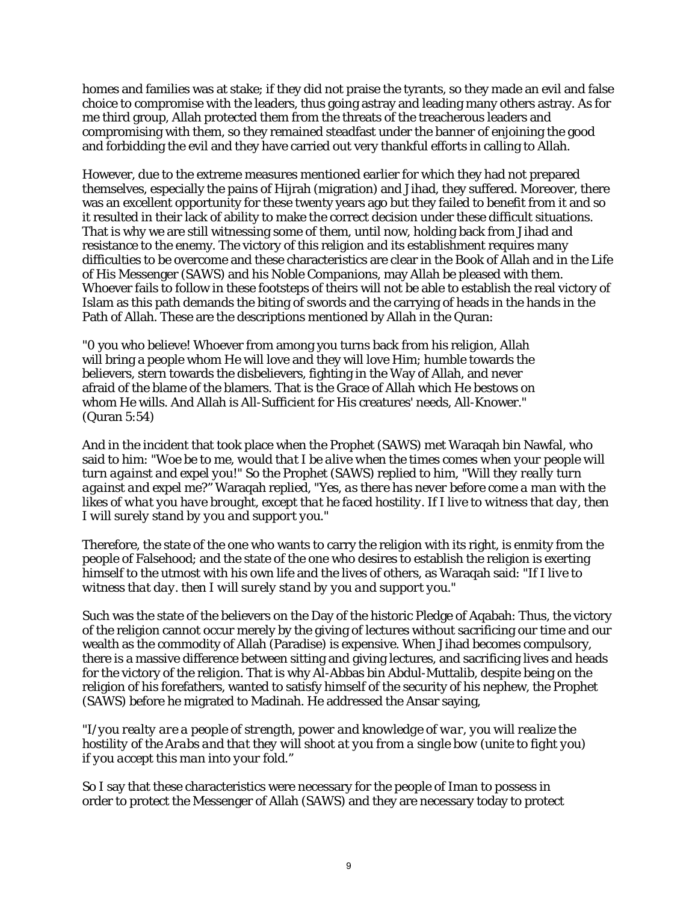homes and families was at stake; if they did not praise the tyrants, so they made an evil and false choice to compromise with the leaders, thus going astray and leading many others astray. As for me third group, Allah protected them from the threats of the treacherous leaders and compromising with them, so they remained steadfast under the banner of enjoining the good and forbidding the evil and they have carried out very thankful efforts in calling to Allah.

However, due to the extreme measures mentioned earlier for which they had not prepared themselves, especially the pains of Hijrah (migration) and Jihad, they suffered. Moreover, there was an excellent opportunity for these twenty years ago but they failed to benefit from it and so it resulted in their lack of ability to make the correct decision under these difficult situations. That is why we are still witnessing some of them, until now, holding back from Jihad and resistance to the enemy. The victory of this religion and its establishment requires many difficulties to be overcome and these characteristics are clear in the Book of Allah and in the Life of His Messenger (SAWS) and his Noble Companions, may Allah be pleased with them. Whoever fails to follow in these footsteps of theirs will not be able to establish the real victory of Islam as this path demands the biting of swords and the carrying of heads in the hands in the Path of Allah. These are the descriptions mentioned by Allah in the Quran:

"0 you who believe! Whoever from among you turns back from his religion, Allah will bring a people whom He will love and they will love Him; humble towards the believers, stern towards the disbelievers, fighting in the Way of Allah, and never afraid of the blame of the blamers. That is the Grace of Allah which He bestows on whom He wills. And Allah is All-Sufficient for His creatures' needs, All-Knower." (Quran 5:54)

And in the incident that took place when the Prophet (SAWS) met Waraqah bin Nawfal, who said to him: *"Woe be to me, would that I be alive when the times comes when your people will turn against and expel you!"* So the Prophet (SAWS) replied to him, *"Will they really turn against and expel me?"* Waraqah replied, *"Yes, as there has never before come a man with the likes of what you have brought, except that he faced hostility. If I live to witness that day, then I will surely stand by you and support you."*

Therefore, the state of the one who wants to carry the religion with its right, is enmity from the people of Falsehood; and the state of the one who desires to establish the religion is exerting himself to the utmost with his own life and the lives of others, as Waraqah said: *"If I live to witness that day. then I will surely stand by you and support you."*

Such was the state of the believers on the Day of the historic Pledge of Aqabah: Thus, the victory of the religion cannot occur merely by the giving of lectures without sacrificing our time and our wealth as the commodity of Allah (Paradise) is expensive. When Jihad becomes compulsory, there is a massive difference between sitting and giving lectures, and sacrificing lives and heads for the victory of the religion. That is why Al-Abbas bin Abdul-Muttalib, despite being on the religion of his forefathers, wanted to satisfy himself of the security of his nephew, the Prophet (SAWS) before he migrated to Madinah. He addressed the Ansar saying,

*"I/you realty are a people of strength, power and knowledge of war, you will realize the hostility of the Arabs and that they will shoot at you from a single bow (unite to fight you) if you accept this man into your fold."*

So I say that these characteristics were necessary for the people of Iman to possess in order to protect the Messenger of Allah (SAWS) and they are necessary today to protect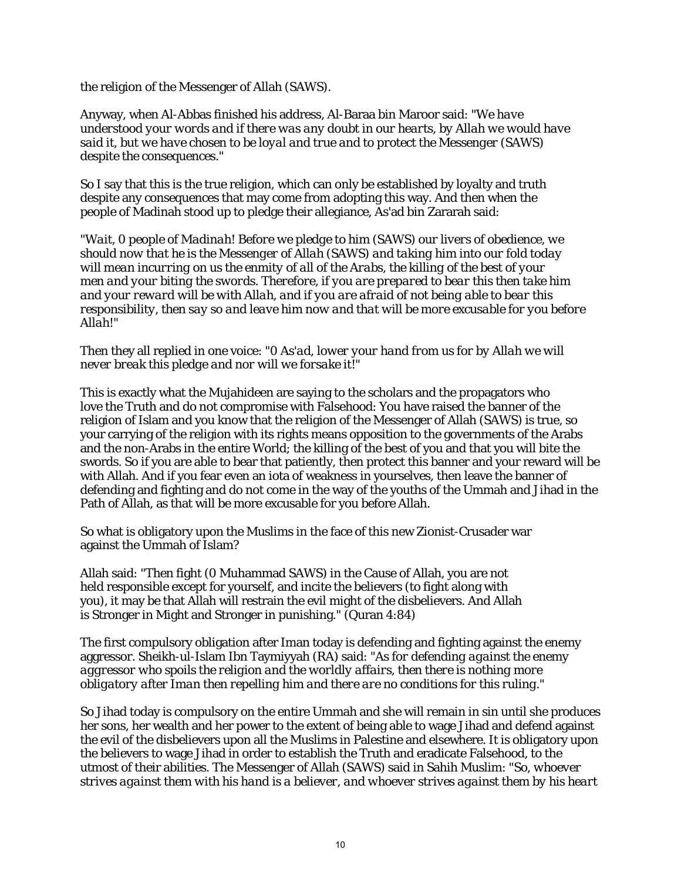the religion of the Messenger of Allah (SAWS).

Anyway, when Al-Abbas finished his address, Al-Baraa bin Maroor said: "*We have understood your words and if there was any doubt in our hearts, by Allah we would have said it, but we have chosen to be loyal and true and to protect the Messenger (SAWS) despite the consequences.*"

So I say that this is the true religion, which can only be established by loyalty and truth despite any consequences that may come from adopting this way. And then when the people of Madinah stood up to pledge their allegiance, As'ad bin Zararah said:

"*Wait, 0 people of Madinah! Before we pledge to him (SAWS) our livers of obedience, we should now that he is the Messenger of Allah (SAWS) and taking him into our fold today will mean incurring on us the enmity of all of the Arabs, the killing of the best of your men and your biting the swords. Therefore, if you are prepared to bear this then take him and your reward will be with Allah, and if you are afraid of not being able to bear this responsibility, then say so and leave him now and that will be more excusable for you before Allah!*"

Then they all replied in one voice: "*0 As'ad, lower your hand from us for by Allah we will never break this pledge and nor will we forsake it!*"

This is exactly what the Mujahideen are saying to the scholars and the propagators who love the Truth and do not compromise with Falsehood: You have raised the banner of the religion of Islam and you know that the religion of the Messenger of Allah (SAWS) is true, so your carrying of the religion with its rights means opposition to the governments of the Arabs and the non-Arabs in the entire World; the killing of the best of you and that you will bite the swords. So if you are able to bear that patiently, then protect this banner and your reward will be with Allah. And if you fear even an iota of weakness in yourselves, then leave the banner of defending and fighting and do not come in the way of the youths of the Ummah and Jihad in the Path of Allah, as that will be more excusable for you before Allah.

So what is obligatory upon the Muslims in the face of this new Zionist-Crusader war against the Ummah of Islam?

Allah said: "Then fight (0 Muhammad SAWS) in the Cause of Allah, you are not held responsible except for yourself, and incite the believers (to fight along with you), it may be that Allah will restrain the evil might of the disbelievers. And Allah is Stronger in Might and Stronger in punishing." (Quran 4:84)

The first compulsory obligation after Iman today is defending and fighting against the enemy aggressor. Sheikh-ul-Islam Ibn Taymiyyah (RA) said: "*As for defending against the enemy aggressor who spoils the religion and the worldly affairs, then there is nothing more obligatory after Iman then repelling him and there are no conditions for this ruling.*"

So Jihad today is compulsory on the entire Ummah and she will remain in sin until she produces her sons, her wealth and her power to the extent of being able to wage Jihad and defend against the evil of the disbelievers upon all the Muslims in Palestine and elsewhere. It is obligatory upon the believers to wage Jihad in order to establish the Truth and eradicate Falsehood, to the utmost of their abilities. The Messenger of Allah (SAWS) said in Sahih Muslim: "*So, whoever strives against them with his hand is a believer, and whoever strives against them by his heart*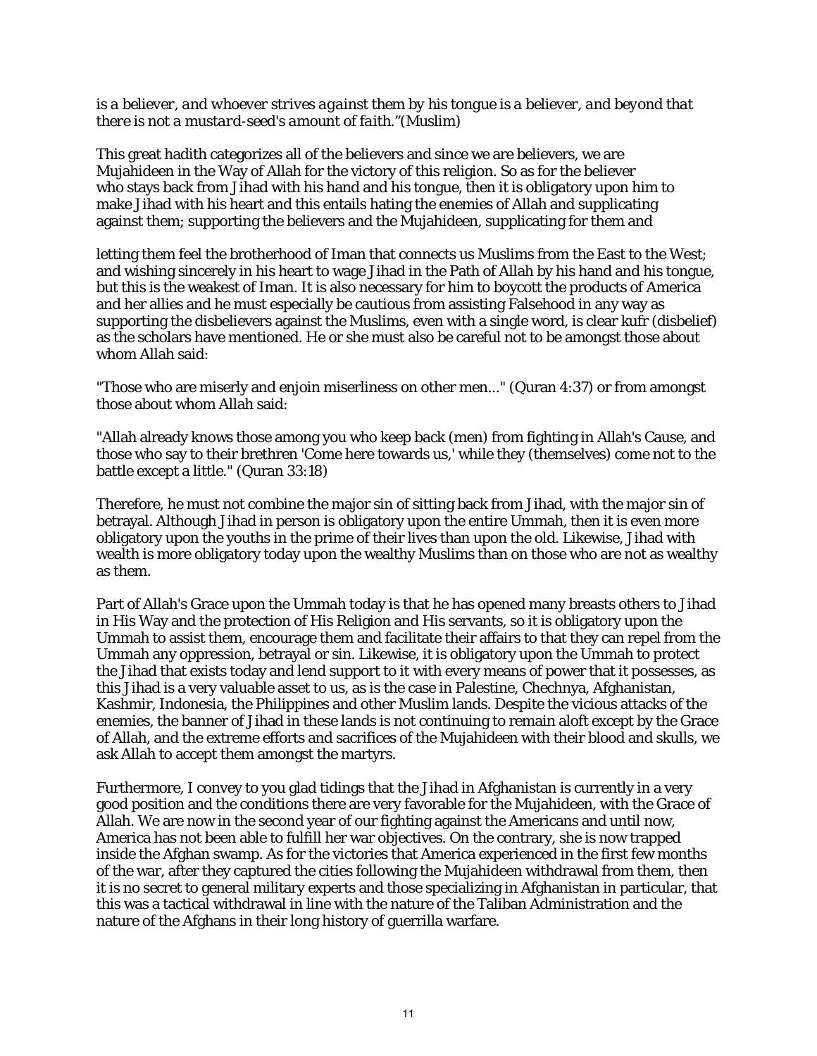*is a believer, and whoever strives against them by his tongue is a believer, and beyond that there is not a mustard-seed's amount of faith."*(Muslim)

This great hadith categorizes all of the believers and since we are believers, we are Mujahideen in the Way of Allah for the victory of this religion. So as for the believer who stays back from Jihad with his hand and his tongue, then it is obligatory upon him to make Jihad with his heart and this entails hating the enemies of Allah and supplicating against them; supporting the believers and the Mujahideen, supplicating for them and

letting them feel the brotherhood of Iman that connects us Muslims from the East to the West; and wishing sincerely in his heart to wage Jihad in the Path of Allah by his hand and his tongue, but this is the weakest of Iman. It is also necessary for him to boycott the products of America and her allies and he must especially be cautious from assisting Falsehood in any way as supporting the disbelievers against the Muslims, even with a single word, is clear kufr (disbelief) as the scholars have mentioned. He or she must also be careful not to be amongst those about whom Allah said:

"Those who are miserly and enjoin miserliness on other men..." (Quran 4:37) or from amongst those about whom Allah said:

"Allah already knows those among you who keep back (men) from fighting in Allah's Cause, and those who say to their brethren 'Come here towards us,' while they (themselves) come not to the battle except a little." (Quran 33:18)

Therefore, he must not combine the major sin of sitting back from Jihad, with the major sin of betrayal. Although Jihad in person is obligatory upon the entire Ummah, then it is even more obligatory upon the youths in the prime of their lives than upon the old. Likewise, Jihad with wealth is more obligatory today upon the wealthy Muslims than on those who are not as wealthy as them.

Part of Allah's Grace upon the Ummah today is that he has opened many breasts others to Jihad in His Way and the protection of His Religion and His servants, so it is obligatory upon the Ummah to assist them, encourage them and facilitate their affairs to that they can repel from the Ummah any oppression, betrayal or sin. Likewise, it is obligatory upon the Ummah to protect the Jihad that exists today and lend support to it with every means of power that it possesses, as this Jihad is a very valuable asset to us, as is the case in Palestine, Chechnya, Afghanistan, Kashmir, Indonesia, the Philippines and other Muslim lands. Despite the vicious attacks of the enemies, the banner of Jihad in these lands is not continuing to remain aloft except by the Grace of Allah, and the extreme efforts and sacrifices of the Mujahideen with their blood and skulls, we ask Allah to accept them amongst the martyrs.

Furthermore, I convey to you glad tidings that the Jihad in Afghanistan is currently in a very good position and the conditions there are very favorable for the Mujahideen, with the Grace of Allah. We are now in the second year of our fighting against the Americans and until now, America has not been able to fulfill her war objectives. On the contrary, she is now trapped inside the Afghan swamp. As for the victories that America experienced in the first few months of the war, after they captured the cities following the Mujahideen withdrawal from them, then it is no secret to general military experts and those specializing in Afghanistan in particular, that this was a tactical withdrawal in line with the nature of the Taliban Administration and the nature of the Afghans in their long history of guerrilla warfare.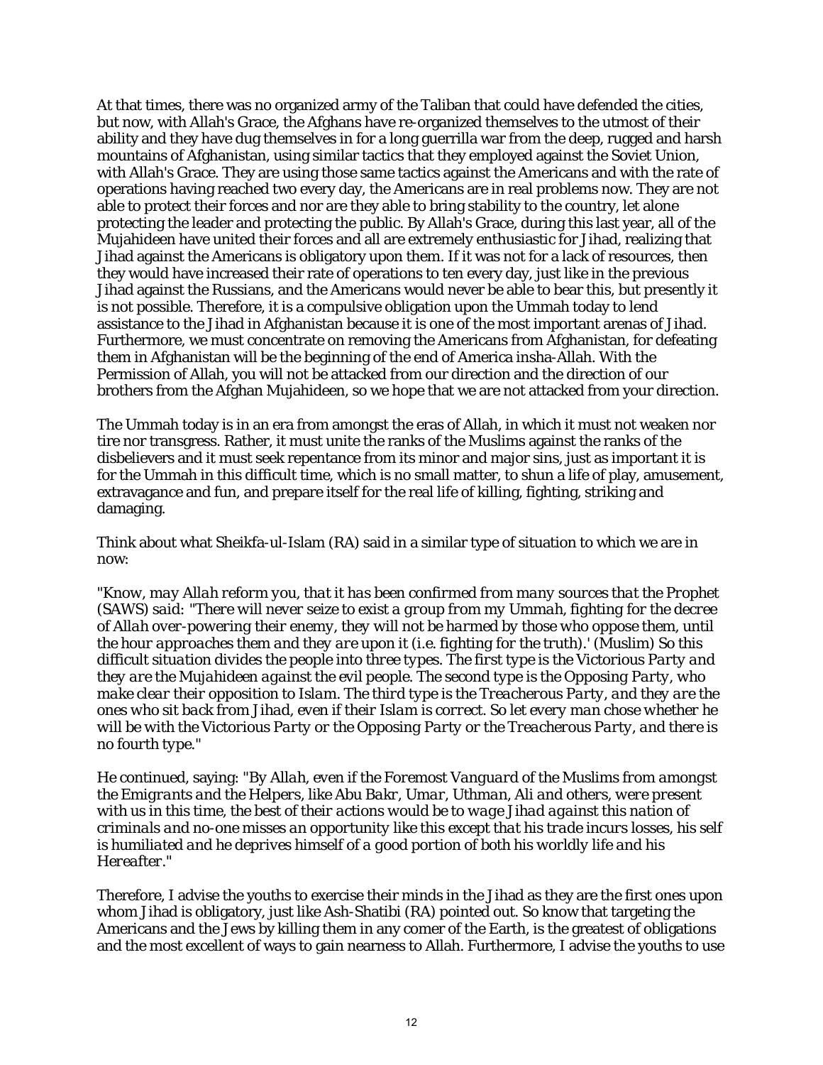At that times, there was no organized army of the Taliban that could have defended the cities, but now, with Allah's Grace, the Afghans have re-organized themselves to the utmost of their ability and they have dug themselves in for a long guerrilla war from the deep, rugged and harsh mountains of Afghanistan, using similar tactics that they employed against the Soviet Union, with Allah's Grace. They are using those same tactics against the Americans and with the rate of operations having reached two every day, the Americans are in real problems now. They are not able to protect their forces and nor are they able to bring stability to the country, let alone protecting the leader and protecting the public. By Allah's Grace, during this last year, all of the Mujahideen have united their forces and all are extremely enthusiastic for Jihad, realizing that Jihad against the Americans is obligatory upon them. If it was not for a lack of resources, then they would have increased their rate of operations to ten every day, just like in the previous Jihad against the Russians, and the Americans would never be able to bear this, but presently it is not possible. Therefore, it is a compulsive obligation upon the Ummah today to lend assistance to the Jihad in Afghanistan because it is one of the most important arenas of Jihad. Furthermore, we must concentrate on removing the Americans from Afghanistan, for defeating them in Afghanistan will be the beginning of the end of America insha-Allah. With the Permission of Allah, you will not be attacked from our direction and the direction of our brothers from the Afghan Mujahideen, so we hope that we are not attacked from your direction.

The Ummah today is in an era from amongst the eras of Allah, in which it must not weaken nor tire nor transgress. Rather, it must unite the ranks of the Muslims against the ranks of the disbelievers and it must seek repentance from its minor and major sins, just as important it is for the Ummah in this difficult time, which is no small matter, to shun a life of play, amusement, extravagance and fun, and prepare itself for the real life of killing, fighting, striking and damaging.

Think about what Sheikfa-ul-Islam (RA) said in a similar type of situation to which we are in now:

*"Know, may Allah reform you, that it has been confirmed from many sources that the Prophet (SAWS) said: "There will never seize to exist a group from my Ummah, fighting for the decree of Allah over-powering their enemy, they will not be harmed by those who oppose them, until the hour approaches them and they are upon it (i.e. fighting for the truth).' (Muslim) So this difficult situation divides the people into three types. The first type is the Victorious Party and they are the Mujahideen against the evil people. The second type is the Opposing Party, who make clear their opposition to Islam. The third type is the Treacherous Party, and they are the ones who sit back from Jihad, even if their Islam is correct. So let every man chose whether he will be with the Victorious Party or the Opposing Party or the Treacherous Party, and there is no fourth type."*

He continued, saying: *"By Allah, even if the Foremost Vanguard of the Muslims from amongst the Emigrants and the Helpers, like Abu Bakr, Umar, Uthman, Ali and others, were present with us in this time, the best of their actions would be to wage Jihad against this nation of criminals and no-one misses an opportunity like this except that his trade incurs losses, his self is humiliated and he deprives himself of a good portion of both his worldly life and his Hereafter."*

Therefore, I advise the youths to exercise their minds in the Jihad as they are the first ones upon whom Jihad is obligatory, just like Ash-Shatibi (RA) pointed out. So know that targeting the Americans and the Jews by killing them in any comer of the Earth, is the greatest of obligations and the most excellent of ways to gain nearness to Allah. Furthermore, I advise the youths to use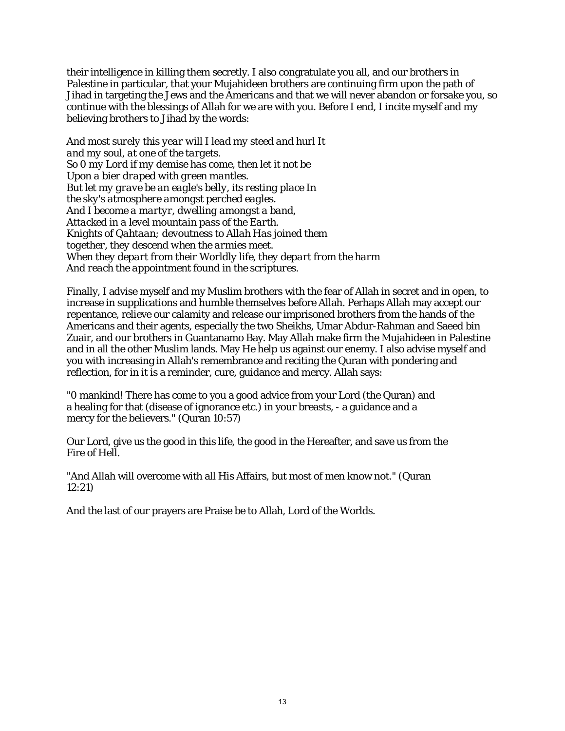their intelligence in killing them secretly. I also congratulate you all, and our brothers in Palestine in particular, that your Mujahideen brothers are continuing firm upon the path of Jihad in targeting the Jews and the Americans and that we will never abandon or forsake you, so continue with the blessings of Allah for we are with you. Before I end, I incite myself and my believing brothers to Jihad by the words:

*And most surely this year will I lead my steed and hurl It*
*and my soul, at one of the targets.*
*So O my Lord if my demise has come, then let it not be*
*Upon a bier draped with green mantles.*
*But let my grave be an eagle's belly, its resting place In*
*the sky's atmosphere amongst perched eagles.*
*And I become a martyr, dwelling amongst a band,*
*Attacked in a level mountain pass of the Earth.*
*Knights of Qahtaan; devoutness to Allah Has joined them*
*together, they descend when the armies meet.*
*When they depart from their Worldly life, they depart from the harm*
*And reach the appointment found in the scriptures.*

Finally, I advise myself and my Muslim brothers with the fear of Allah in secret and in open, to increase in supplications and humble themselves before Allah. Perhaps Allah may accept our repentance, relieve our calamity and release our imprisoned brothers from the hands of the Americans and their agents, especially the two Sheikhs, Umar Abdur-Rahman and Saeed bin Zuair, and our brothers in Guantanamo Bay. May Allah make firm the Mujahideen in Palestine and in all the other Muslim lands. May He help us against our enemy. I also advise myself and you with increasing in Allah's remembrance and reciting the Quran with pondering and reflection, for in it is a reminder, cure, guidance and mercy. Allah says:

"O mankind! There has come to you a good advice from your Lord (the Quran) and a healing for that (disease of ignorance etc.) in your breasts, - a guidance and a mercy for the believers." (Quran 10:57)

Our Lord, give us the good in this life, the good in the Hereafter, and save us from the Fire of Hell.

"And Allah will overcome with all His Affairs, but most of men know not." (Quran 12:21)

And the last of our prayers are Praise be to Allah, Lord of the Worlds.